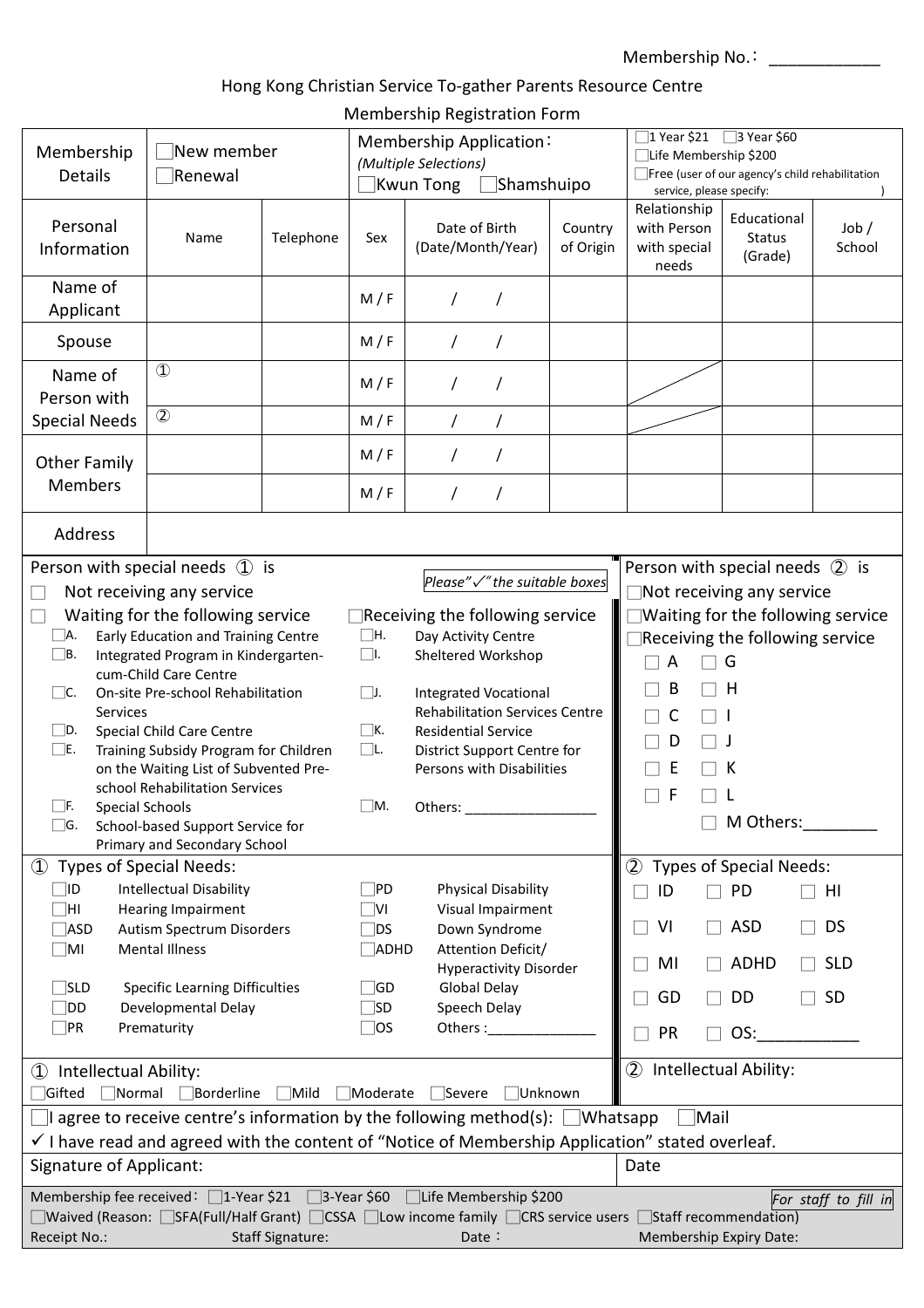Membership No.：\_\_\_\_\_\_\_\_\_\_\_\_

# Hong Kong Christian Service To-gather Parents Resource Centre

## Membership Registration Form

| Membership Details | ☐New member ☐Renewal | | Membership Application： *(Multiple Selections)* ☐Kwun Tong ☐Shamshuipo | | | ☐1 Year $21 ☐3 Year $60 ☐Life Membership $200 ☐Free (user of our agency's child rehabilitation service, please specify: ) | | |
|---|---|---|---|---|---|---|---|---|
| **Personal Information** | **Name** | **Telephone** | **Sex** | **Date of Birth (Date/Month/Year)** | **Country of Origin** | **Relationship with Person with special needs** | **Educational Status (Grade)** | **Job / School** |
| Name of Applicant | | | M / F | / / | | | | |
| Spouse | | | M / F | / / | | | | |
| Name of Person with Special Needs | ① | | M / F | / / | | | | |
| | ② | | M / F | / / | | | | |
| Other Family Members | | | M / F | / / | | | | |
| | | | M / F | / / | | | | |
| Address | | | | | | | | |

*Please"✓" the suitable boxes*

**Person with special needs ① is**

☐ Not receiving any service
☐ Waiting for the following service
☐ Receiving the following service

- ☐A. Early Education and Training Centre
- ☐B. Integrated Program in Kindergarten-cum-Child Care Centre
- ☐C. On-site Pre-school Rehabilitation Services
- ☐D. Special Child Care Centre
- ☐E. Training Subsidy Program for Children on the Waiting List of Subvented Pre-school Rehabilitation Services
- ☐F. Special Schools
- ☐G. School-based Support Service for Primary and Secondary School
- ☐H. Day Activity Centre
- ☐I. Sheltered Workshop
- ☐J. Integrated Vocational Rehabilitation Services Centre
- ☐K. Residential Service
- ☐L. District Support Centre for Persons with Disabilities
- ☐M. Others: \_\_\_\_\_\_\_\_\_\_\_\_\_\_\_\_

**Person with special needs ② is**

☐Not receiving any service
☐Waiting for the following service
☐Receiving the following service

☐ A ☐ G
☐ B ☐ H
☐ C ☐ I
☐ D ☐ J
☐ E ☐ K
☐ F ☐ L
☐ M Others:\_\_\_\_\_\_\_\_

**① Types of Special Needs:**

- ☐ID Intellectual Disability
- ☐HI Hearing Impairment
- ☐ASD Autism Spectrum Disorders
- ☐MI Mental Illness
- ☐SLD Specific Learning Difficulties
- ☐DD Developmental Delay
- ☐PR Prematurity
- ☐PD Physical Disability
- ☐VI Visual Impairment
- ☐DS Down Syndrome
- ☐ADHD Attention Deficit/ Hyperactivity Disorder
- ☐GD Global Delay
- ☐SD Speech Delay
- ☐OS Others :\_\_\_\_\_\_\_\_\_\_\_\_\_\_

**② Types of Special Needs:**

☐ ID ☐ PD ☐ HI
☐ VI ☐ ASD ☐ DS
☐ MI ☐ ADHD ☐ SLD
☐ GD ☐ DD ☐ SD
☐ PR ☐ OS:\_\_\_\_\_\_\_\_\_\_\_

**① Intellectual Ability:**

☐Gifted ☐Normal ☐Borderline ☐Mild ☐Moderate ☐Severe ☐Unknown

**② Intellectual Ability:**

☐I agree to receive centre's information by the following method(s): ☐Whatsapp ☐Mail

✓ I have read and agreed with the content of "Notice of Membership Application" stated overleaf.

| Signature of Applicant: | Date |
|---|---|

*For staff to fill in*

Membership fee received： ☐1-Year $21 ☐3-Year $60 ☐Life Membership $200

☐Waived (Reason: ☐SFA(Full/Half Grant) ☐CSSA ☐Low income family ☐CRS service users ☐Staff recommendation)

Receipt No.: Staff Signature: Date： Membership Expiry Date: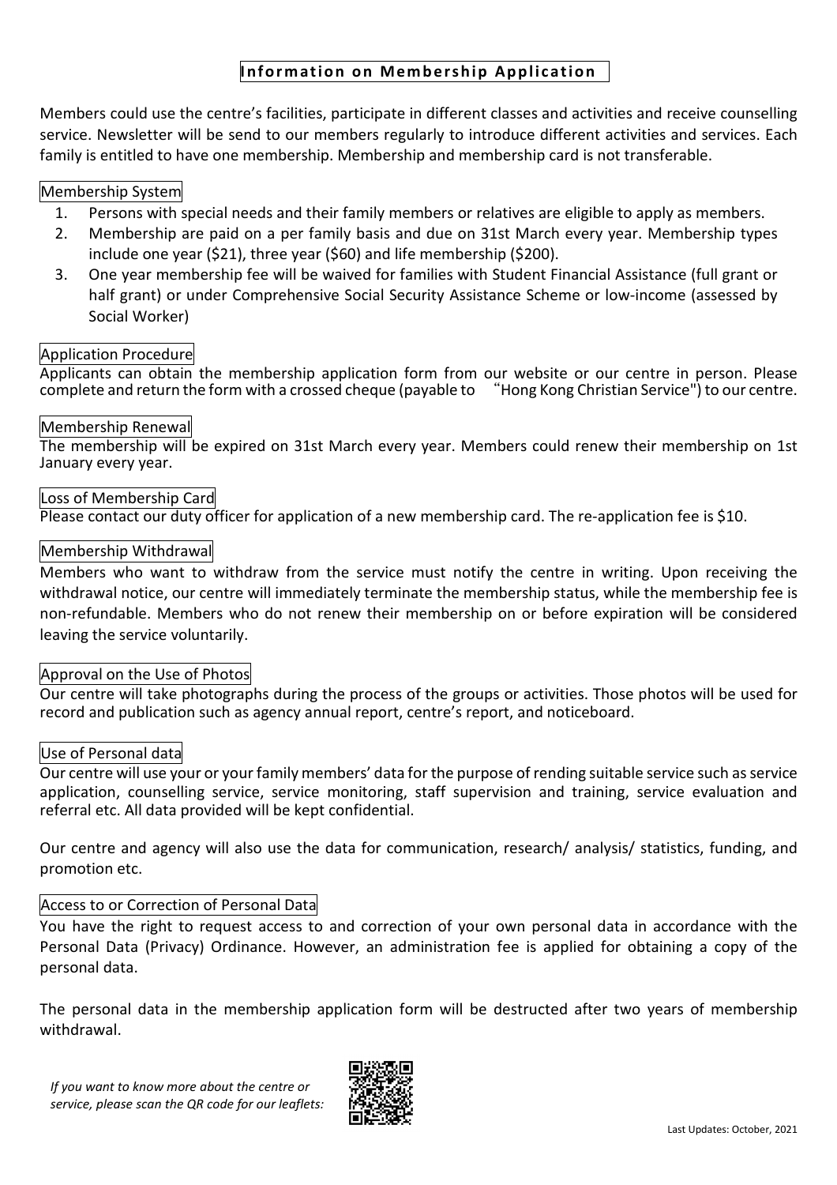# Information on Membership Application

Members could use the centre's facilities, participate in different classes and activities and receive counselling service. Newsletter will be send to our members regularly to introduce different activities and services. Each family is entitled to have one membership. Membership and membership card is not transferable.

## Membership System

1. Persons with special needs and their family members or relatives are eligible to apply as members.
2. Membership are paid on a per family basis and due on 31st March every year. Membership types include one year ($21), three year ($60) and life membership ($200).
3. One year membership fee will be waived for families with Student Financial Assistance (full grant or half grant) or under Comprehensive Social Security Assistance Scheme or low-income (assessed by Social Worker)

## Application Procedure

Applicants can obtain the membership application form from our website or our centre in person. Please complete and return the form with a crossed cheque (payable to "Hong Kong Christian Service") to our centre.

## Membership Renewal

The membership will be expired on 31st March every year. Members could renew their membership on 1st January every year.

## Loss of Membership Card

Please contact our duty officer for application of a new membership card. The re-application fee is $10.

## Membership Withdrawal

Members who want to withdraw from the service must notify the centre in writing. Upon receiving the withdrawal notice, our centre will immediately terminate the membership status, while the membership fee is non-refundable. Members who do not renew their membership on or before expiration will be considered leaving the service voluntarily.

## Approval on the Use of Photos

Our centre will take photographs during the process of the groups or activities. Those photos will be used for record and publication such as agency annual report, centre's report, and noticeboard.

## Use of Personal data

Our centre will use your or your family members' data for the purpose of rending suitable service such as service application, counselling service, service monitoring, staff supervision and training, service evaluation and referral etc. All data provided will be kept confidential.

Our centre and agency will also use the data for communication, research/ analysis/ statistics, funding, and promotion etc.

## Access to or Correction of Personal Data

You have the right to request access to and correction of your own personal data in accordance with the Personal Data (Privacy) Ordinance. However, an administration fee is applied for obtaining a copy of the personal data.

The personal data in the membership application form will be destructed after two years of membership withdrawal.

*If you want to know more about the centre or service, please scan the QR code for our leaflets:*

Last Updates: October, 2021